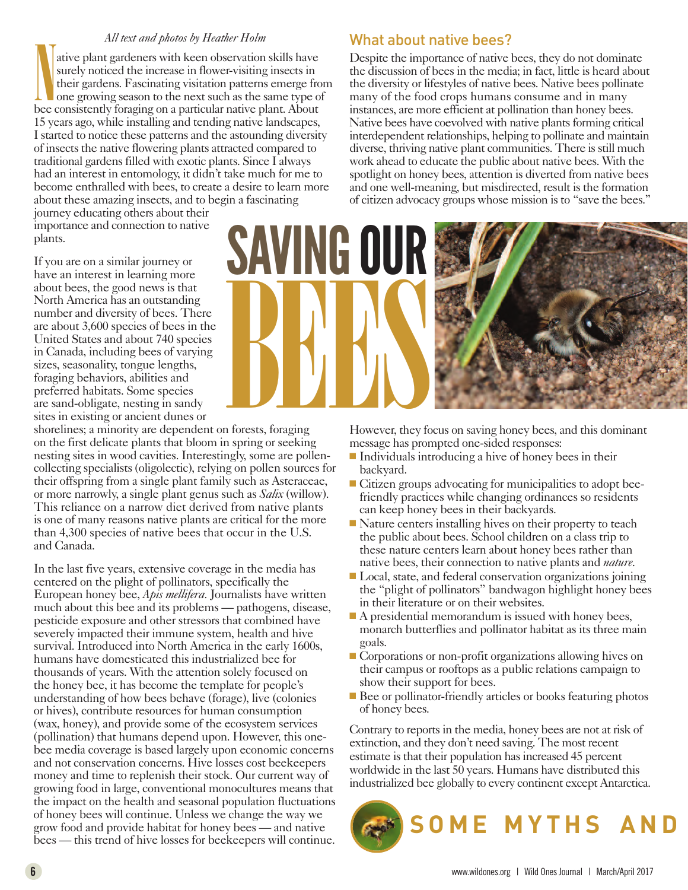# SAVING OUR BEES

*All text and photos by Heather Holm*

Native plant gardeners with keen observation skills have surely noticed the increase in flower-visiting insects in their gardens. Fascinating visitation patterns emerge from one growing season to the next such as the same type of bee consistently foraging on a particular native plant. About 15 years ago, while installing and tending native landscapes, I started to notice these patterns and the astounding diversity of insects the native flowering plants attracted compared to traditional gardens filled with exotic plants. Since I always had an interest in entomology, it didn't take much for me to become enthralled with bees, to create a desire to learn more about these amazing insects, and to begin a fascinating journey educating others about their importance and connection to native plants.

If you are on a similar journey or have an interest in learning more about bees, the good news is that North America has an outstanding number and diversity of bees. There are about 3,600 species of bees in the United States and about 740 species in Canada, including bees of varying sizes, seasonality, tongue lengths, foraging behaviors, abilities and preferred habitats. Some species are sand-obligate, nesting in sandy sites in existing or ancient dunes or shorelines; a minority are dependent on forests, foraging on the first delicate plants that bloom in spring or seeking nesting sites in wood cavities. Interestingly, some are pollen-collecting specialists (oligolectic), relying on pollen sources for their offspring from a single plant family such as Asteraceae, or more narrowly, a single plant genus such as *Salix* (willow). This reliance on a narrow diet derived from native plants is one of many reasons native plants are critical for the more than 4,300 species of native bees that occur in the U.S. and Canada.

In the last five years, extensive coverage in the media has centered on the plight of pollinators, specifically the European honey bee, *Apis mellifera*. Journalists have written much about this bee and its problems — pathogens, disease, pesticide exposure and other stressors that combined have severely impacted their immune system, health and hive survival. Introduced into North America in the early 1600s, humans have domesticated this industrialized bee for thousands of years. With the attention solely focused on the honey bee, it has become the template for people's understanding of how bees behave (forage), live (colonies or hives), contribute resources for human consumption (wax, honey), and provide some of the ecosystem services (pollination) that humans depend upon. However, this one-bee media coverage is based largely upon economic concerns and not conservation concerns. Hive losses cost beekeepers money and time to replenish their stock. Our current way of growing food in large, conventional monocultures means that the impact on the health and seasonal population fluctuations of honey bees will continue. Unless we change the way we grow food and provide habitat for honey bees — and native bees — this trend of hive losses for beekeepers will continue.

## What about native bees?

Despite the importance of native bees, they do not dominate the discussion of bees in the media; in fact, little is heard about the diversity or lifestyles of native bees. Native bees pollinate many of the food crops humans consume and in many instances, are more efficient at pollination than honey bees. Native bees have coevolved with native plants forming critical interdependent relationships, helping to pollinate and maintain diverse, thriving native plant communities. There is still much work ahead to educate the public about native bees. With the spotlight on honey bees, attention is diverted from native bees and one well-meaning, but misdirected, result is the formation of citizen advocacy groups whose mission is to "save the bees."

However, they focus on saving honey bees, and this dominant message has prompted one-sided responses:

- Individuals introducing a hive of honey bees in their backyard.
- Citizen groups advocating for municipalities to adopt bee-friendly practices while changing ordinances so residents can keep honey bees in their backyards.
- Nature centers installing hives on their property to teach the public about bees. School children on a class trip to these nature centers learn about honey bees rather than native bees, their connection to native plants and *nature*.
- Local, state, and federal conservation organizations joining the "plight of pollinators" bandwagon highlight honey bees in their literature or on their websites.
- A presidential memorandum is issued with honey bees, monarch butterflies and pollinator habitat as its three main goals.
- Corporations or non-profit organizations allowing hives on their campus or rooftops as a public relations campaign to show their support for bees.
- Bee or pollinator-friendly articles or books featuring photos of honey bees.

Contrary to reports in the media, honey bees are not at risk of extinction, and they don't need saving. The most recent estimate is that their population has increased 45 percent worldwide in the last 50 years. Humans have distributed this industrialized bee globally to every continent except Antarctica.

## SOME MYTHS AND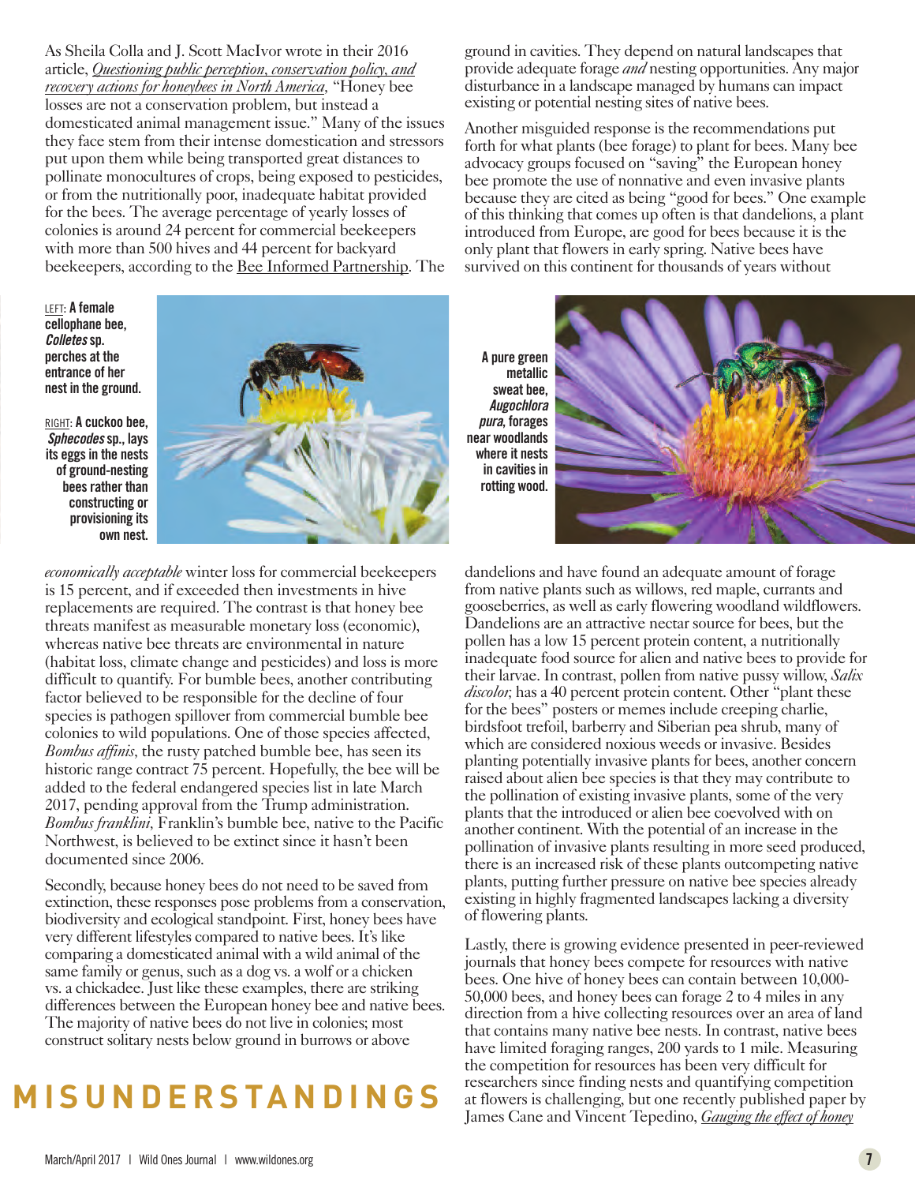As Sheila Colla and J. Scott MacIvor wrote in their 2016 article, *Questioning public perception, conservation policy, and recovery actions for honeybees in North America*, "Honey bee losses are not a conservation problem, but instead a domesticated animal management issue." Many of the issues they face stem from their intense domestication and stressors put upon them while being transported great distances to pollinate monocultures of crops, being exposed to pesticides, or from the nutritionally poor, inadequate habitat provided for the bees. The average percentage of yearly losses of colonies is around 24 percent for commercial beekeepers with more than 500 hives and 44 percent for backyard beekeepers, according to the Bee Informed Partnership. The *economically acceptable* winter loss for commercial beekeepers is 15 percent, and if exceeded then investments in hive replacements are required. The contrast is that honey bee threats manifest as measurable monetary loss (economic), whereas native bee threats are environmental in nature (habitat loss, climate change and pesticides) and loss is more difficult to quantify. For bumble bees, another contributing factor believed to be responsible for the decline of four species is pathogen spillover from commercial bumble bee colonies to wild populations. One of those species affected, *Bombus affinis*, the rusty patched bumble bee, has seen its historic range contract 75 percent. Hopefully, the bee will be added to the federal endangered species list in late March 2017, pending approval from the Trump administration. *Bombus franklini*, Franklin's bumble bee, native to the Pacific Northwest, is believed to be extinct since it hasn't been documented since 2006.

LEFT: **A female cellophane bee, *Colletes* sp. perches at the entrance of her nest in the ground.**

RIGHT: **A cuckoo bee, *Sphecodes* sp., lays its eggs in the nests of ground-nesting bees rather than constructing or provisioning its own nest.**

**A pure green metallic sweat bee, *Augochlora pura*, forages near woodlands where it nests in cavities in rotting wood.**

Secondly, because honey bees do not need to be saved from extinction, these responses pose problems from a conservation, biodiversity and ecological standpoint. First, honey bees have very different lifestyles compared to native bees. It's like comparing a domesticated animal with a wild animal of the same family or genus, such as a dog vs. a wolf or a chicken vs. a chickadee. Just like these examples, there are striking differences between the European honey bee and native bees. The majority of native bees do not live in colonies; most construct solitary nests below ground in burrows or above ground in cavities. They depend on natural landscapes that provide adequate forage *and* nesting opportunities. Any major disturbance in a landscape managed by humans can impact existing or potential nesting sites of native bees.

## MISUNDERSTANDINGS

Another misguided response is the recommendations put forth for what plants (bee forage) to plant for bees. Many bee advocacy groups focused on "saving" the European honey bee promote the use of nonnative and even invasive plants because they are cited as being "good for bees." One example of this thinking that comes up often is that dandelions, a plant introduced from Europe, are good for bees because it is the only plant that flowers in early spring. Native bees have survived on this continent for thousands of years without dandelions and have found an adequate amount of forage from native plants such as willows, red maple, currants and gooseberries, as well as early flowering woodland wildflowers. Dandelions are an attractive nectar source for bees, but the pollen has a low 15 percent protein content, a nutritionally inadequate food source for alien and native bees to provide for their larvae. In contrast, pollen from native pussy willow, *Salix discolor,* has a 40 percent protein content. Other "plant these for the bees" posters or memes include creeping charlie, birdsfoot trefoil, barberry and Siberian pea shrub, many of which are considered noxious weeds or invasive. Besides planting potentially invasive plants for bees, another concern raised about alien bee species is that they may contribute to the pollination of existing invasive plants, some of the very plants that the introduced or alien bee coevolved with on another continent. With the potential of an increase in the pollination of invasive plants resulting in more seed produced, there is an increased risk of these plants outcompeting native plants, putting further pressure on native bee species already existing in highly fragmented landscapes lacking a diversity of flowering plants.

Lastly, there is growing evidence presented in peer-reviewed journals that honey bees compete for resources with native bees. One hive of honey bees can contain between 10,000-50,000 bees, and honey bees can forage 2 to 4 miles in any direction from a hive collecting resources over an area of land that contains many native bee nests. In contrast, native bees have limited foraging ranges, 200 yards to 1 mile. Measuring the competition for resources has been very difficult for researchers since finding nests and quantifying competition at flowers is challenging, but one recently published paper by James Cane and Vincent Tepedino, *Gauging the effect of honey*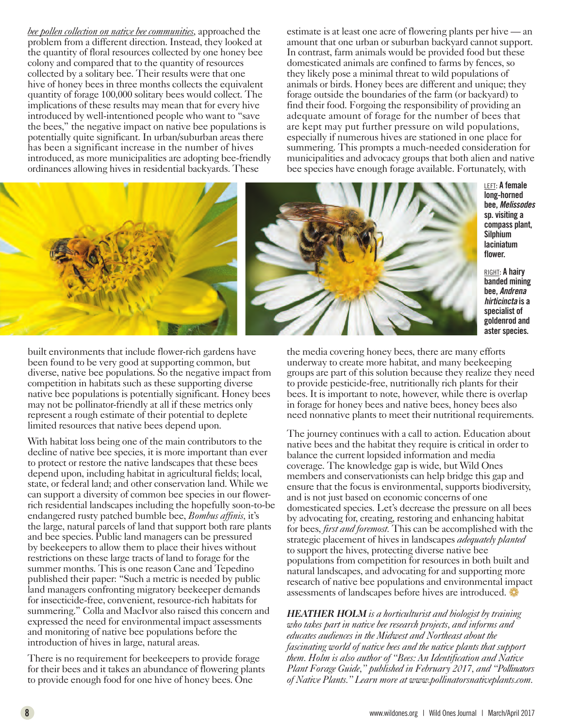*bee pollen collection on native bee communities*, approached the problem from a different direction. Instead, they looked at the quantity of floral resources collected by one honey bee colony and compared that to the quantity of resources collected by a solitary bee. Their results were that one hive of honey bees in three months collects the equivalent quantity of forage 100,000 solitary bees would collect. The implications of these results may mean that for every hive introduced by well-intentioned people who want to "save the bees," the negative impact on native bee populations is potentially quite significant. In urban/suburban areas there has been a significant increase in the number of hives introduced, as more municipalities are adopting bee-friendly ordinances allowing hives in residential backyards. These built environments that include flower-rich gardens have been found to be very good at supporting common, but diverse, native bee populations. So the negative impact from competition in habitats such as these supporting diverse native bee populations is potentially significant. Honey bees may not be pollinator-friendly at all if these metrics only represent a rough estimate of their potential to deplete limited resources that native bees depend upon.

With habitat loss being one of the main contributors to the decline of native bee species, it is more important than ever to protect or restore the native landscapes that these bees depend upon, including habitat in agricultural fields; local, state, or federal land; and other conservation land. While we can support a diversity of common bee species in our flower-rich residential landscapes including the hopefully soon-to-be endangered rusty patched bumble bee, *Bombus affinis*, it's the large, natural parcels of land that support both rare plants and bee species. Public land managers can be pressured by beekeepers to allow them to place their hives without restrictions on these large tracts of land to forage for the summer months. This is one reason Cane and Tepedino published their paper: "Such a metric is needed by public land managers confronting migratory beekeeper demands for insecticide-free, convenient, resource-rich habitats for summering." Colla and MacIvor also raised this concern and expressed the need for environmental impact assessments and monitoring of native bee populations before the introduction of hives in large, natural areas.

There is no requirement for beekeepers to provide forage for their bees and it takes an abundance of flowering plants to provide enough food for one hive of honey bees. One estimate is at least one acre of flowering plants per hive — an amount that one urban or suburban backyard cannot support. In contrast, farm animals would be provided food but these domesticated animals are confined to farms by fences, so they likely pose a minimal threat to wild populations of animals or birds. Honey bees are different and unique; they forage outside the boundaries of the farm (or backyard) to find their food. Forgoing the responsibility of providing an adequate amount of forage for the number of bees that are kept may put further pressure on wild populations, especially if numerous hives are stationed in one place for summering. This prompts a much-needed consideration for municipalities and advocacy groups that both alien and native bee species have enough forage available. Fortunately, with the media covering honey bees, there are many efforts underway to create more habitat, and many beekeeping groups are part of this solution because they realize they need to provide pesticide-free, nutritionally rich plants for their bees. It is important to note, however, while there is overlap in forage for honey bees and native bees, honey bees also need nonnative plants to meet their nutritional requirements.

The journey continues with a call to action. Education about native bees and the habitat they require is critical in order to balance the current lopsided information and media coverage. The knowledge gap is wide, but Wild Ones members and conservationists can help bridge this gap and ensure that the focus is environmental, supports biodiversity, and is not just based on economic concerns of one domesticated species. Let's decrease the pressure on all bees by advocating for, creating, restoring and enhancing habitat for bees, *first and foremost*. This can be accomplished with the strategic placement of hives in landscapes *adequately planted* to support the hives, protecting diverse native bee populations from competition for resources in both built and natural landscapes, and advocating for and supporting more research of native bee populations and environmental impact assessments of landscapes before hives are introduced.

**LEFT: A female long-horned bee, *Melissodes* sp. visiting a compass plant, Silphium laciniatum flower.**

**RIGHT: A hairy banded mining bee, *Andrena hirticincta* is a specialist of goldenrod and aster species.**

***HEATHER HOLM*** *is a horticulturist and biologist by training who takes part in native bee research projects, and informs and educates audiences in the Midwest and Northeast about the fascinating world of native bees and the native plants that support them. Holm is also author of "Bees: An Identification and Native Plant Forage Guide," published in February 2017, and "Pollinators of Native Plants." Learn more at www.pollinatorsnativeplants.com.*